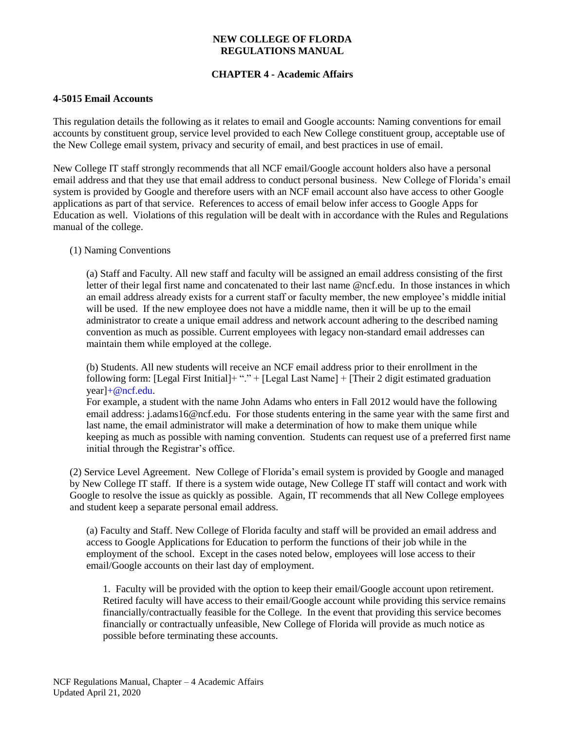**NEW COLLEGE OF FLORIDA**
**REGULATIONS MANUAL**

**CHAPTER 4 - Academic Affairs**

**4-5015 Email Accounts**

This regulation details the following as it relates to email and Google accounts: Naming conventions for email accounts by constituent group, service level provided to each New College constituent group, acceptable use of the New College email system, privacy and security of email, and best practices in use of email.

New College IT staff strongly recommends that all NCF email/Google account holders also have a personal email address and that they use that email address to conduct personal business. New College of Florida's email system is provided by Google and therefore users with an NCF email account also have access to other Google applications as part of that service. References to access of email below infer access to Google Apps for Education as well. Violations of this regulation will be dealt with in accordance with the Rules and Regulations manual of the college.

(1) Naming Conventions

(a) Staff and Faculty. All new staff and faculty will be assigned an email address consisting of the first letter of their legal first name and concatenated to their last name @ncf.edu. In those instances in which an email address already exists for a current staff or faculty member, the new employee's middle initial will be used. If the new employee does not have a middle name, then it will be up to the email administrator to create a unique email address and network account adhering to the described naming convention as much as possible. Current employees with legacy non-standard email addresses can maintain them while employed at the college.

(b) Students. All new students will receive an NCF email address prior to their enrollment in the following form: [Legal First Initial]+ "." + [Legal Last Name] + [Their 2 digit estimated graduation year]+@ncf.edu.

For example, a student with the name John Adams who enters in Fall 2012 would have the following email address: j.adams16@ncf.edu. For those students entering in the same year with the same first and last name, the email administrator will make a determination of how to make them unique while keeping as much as possible with naming convention. Students can request use of a preferred first name initial through the Registrar's office.

(2) Service Level Agreement. New College of Florida's email system is provided by Google and managed by New College IT staff. If there is a system wide outage, New College IT staff will contact and work with Google to resolve the issue as quickly as possible. Again, IT recommends that all New College employees and student keep a separate personal email address.

(a) Faculty and Staff. New College of Florida faculty and staff will be provided an email address and access to Google Applications for Education to perform the functions of their job while in the employment of the school. Except in the cases noted below, employees will lose access to their email/Google accounts on their last day of employment.

1. Faculty will be provided with the option to keep their email/Google account upon retirement. Retired faculty will have access to their email/Google account while providing this service remains financially/contractually feasible for the College. In the event that providing this service becomes financially or contractually unfeasible, New College of Florida will provide as much notice as possible before terminating these accounts.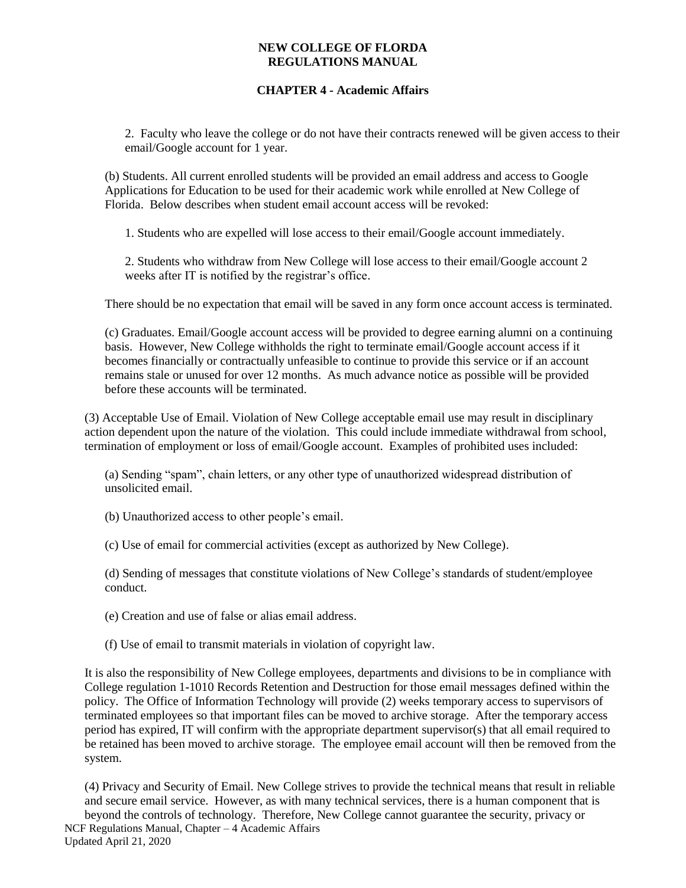2. Faculty who leave the college or do not have their contracts renewed will be given access to their email/Google account for 1 year.

(b) Students. All current enrolled students will be provided an email address and access to Google Applications for Education to be used for their academic work while enrolled at New College of Florida. Below describes when student email account access will be revoked:

1. Students who are expelled will lose access to their email/Google account immediately.

2. Students who withdraw from New College will lose access to their email/Google account 2 weeks after IT is notified by the registrar's office.

There should be no expectation that email will be saved in any form once account access is terminated.

(c) Graduates. Email/Google account access will be provided to degree earning alumni on a continuing basis. However, New College withholds the right to terminate email/Google account access if it becomes financially or contractually unfeasible to continue to provide this service or if an account remains stale or unused for over 12 months. As much advance notice as possible will be provided before these accounts will be terminated.

(3) Acceptable Use of Email. Violation of New College acceptable email use may result in disciplinary action dependent upon the nature of the violation. This could include immediate withdrawal from school, termination of employment or loss of email/Google account. Examples of prohibited uses included:

(a) Sending "spam", chain letters, or any other type of unauthorized widespread distribution of unsolicited email.

(b) Unauthorized access to other people's email.

(c) Use of email for commercial activities (except as authorized by New College).

(d) Sending of messages that constitute violations of New College's standards of student/employee conduct.

(e) Creation and use of false or alias email address.

(f) Use of email to transmit materials in violation of copyright law.

It is also the responsibility of New College employees, departments and divisions to be in compliance with College regulation 1-1010 Records Retention and Destruction for those email messages defined within the policy. The Office of Information Technology will provide (2) weeks temporary access to supervisors of terminated employees so that important files can be moved to archive storage. After the temporary access period has expired, IT will confirm with the appropriate department supervisor(s) that all email required to be retained has been moved to archive storage. The employee email account will then be removed from the system.

(4) Privacy and Security of Email. New College strives to provide the technical means that result in reliable and secure email service. However, as with many technical services, there is a human component that is beyond the controls of technology. Therefore, New College cannot guarantee the security, privacy or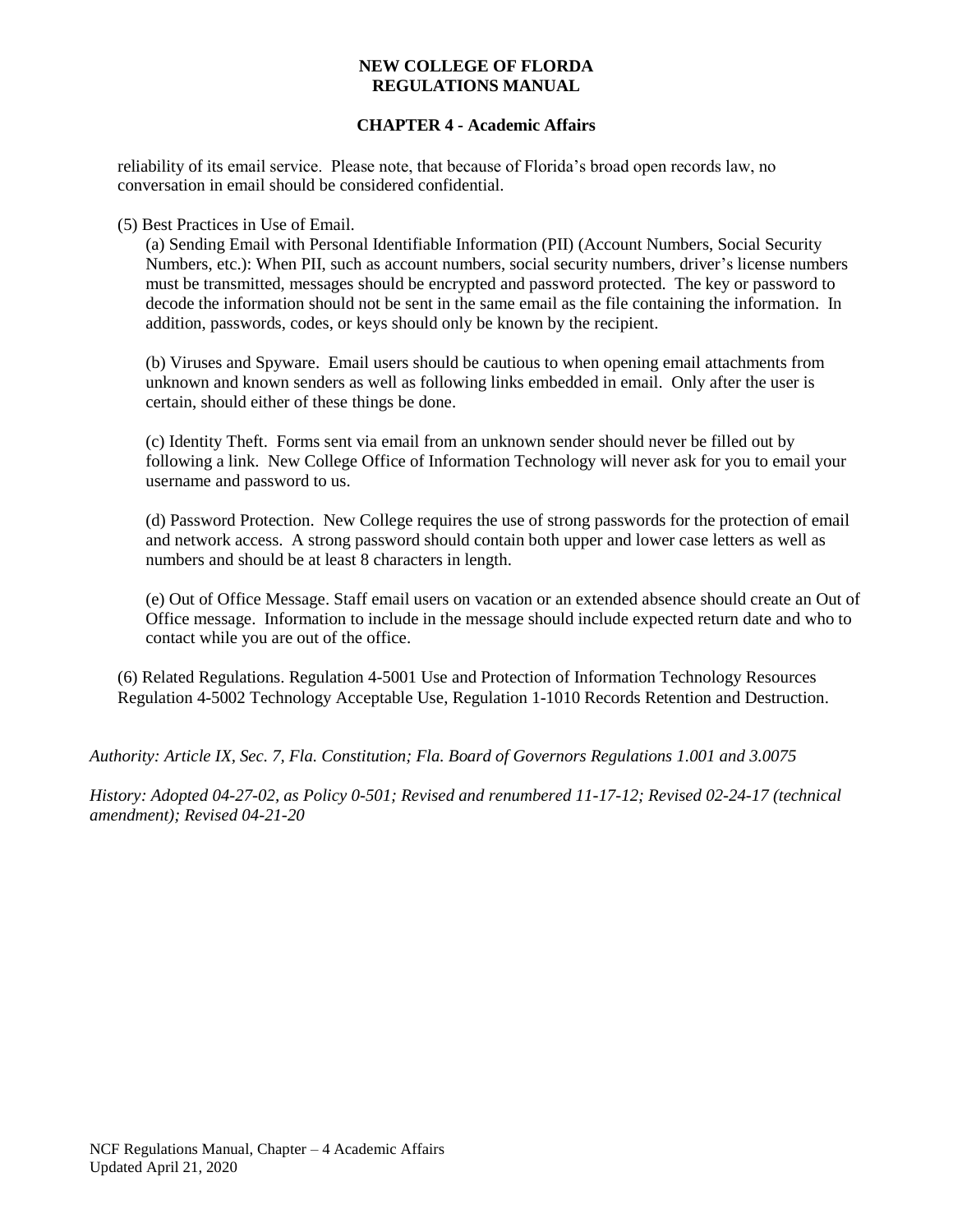reliability of its email service. Please note, that because of Florida's broad open records law, no conversation in email should be considered confidential.

(5) Best Practices in Use of Email.

(a) Sending Email with Personal Identifiable Information (PII) (Account Numbers, Social Security Numbers, etc.): When PII, such as account numbers, social security numbers, driver's license numbers must be transmitted, messages should be encrypted and password protected. The key or password to decode the information should not be sent in the same email as the file containing the information. In addition, passwords, codes, or keys should only be known by the recipient.

(b) Viruses and Spyware. Email users should be cautious to when opening email attachments from unknown and known senders as well as following links embedded in email. Only after the user is certain, should either of these things be done.

(c) Identity Theft. Forms sent via email from an unknown sender should never be filled out by following a link. New College Office of Information Technology will never ask for you to email your username and password to us.

(d) Password Protection. New College requires the use of strong passwords for the protection of email and network access. A strong password should contain both upper and lower case letters as well as numbers and should be at least 8 characters in length.

(e) Out of Office Message. Staff email users on vacation or an extended absence should create an Out of Office message. Information to include in the message should include expected return date and who to contact while you are out of the office.

(6) Related Regulations. Regulation 4-5001 Use and Protection of Information Technology Resources Regulation 4-5002 Technology Acceptable Use, Regulation 1-1010 Records Retention and Destruction.

*Authority: Article IX, Sec. 7, Fla. Constitution; Fla. Board of Governors Regulations 1.001 and 3.0075*

*History: Adopted 04-27-02, as Policy 0-501; Revised and renumbered 11-17-12; Revised 02-24-17 (technical amendment); Revised 04-21-20*